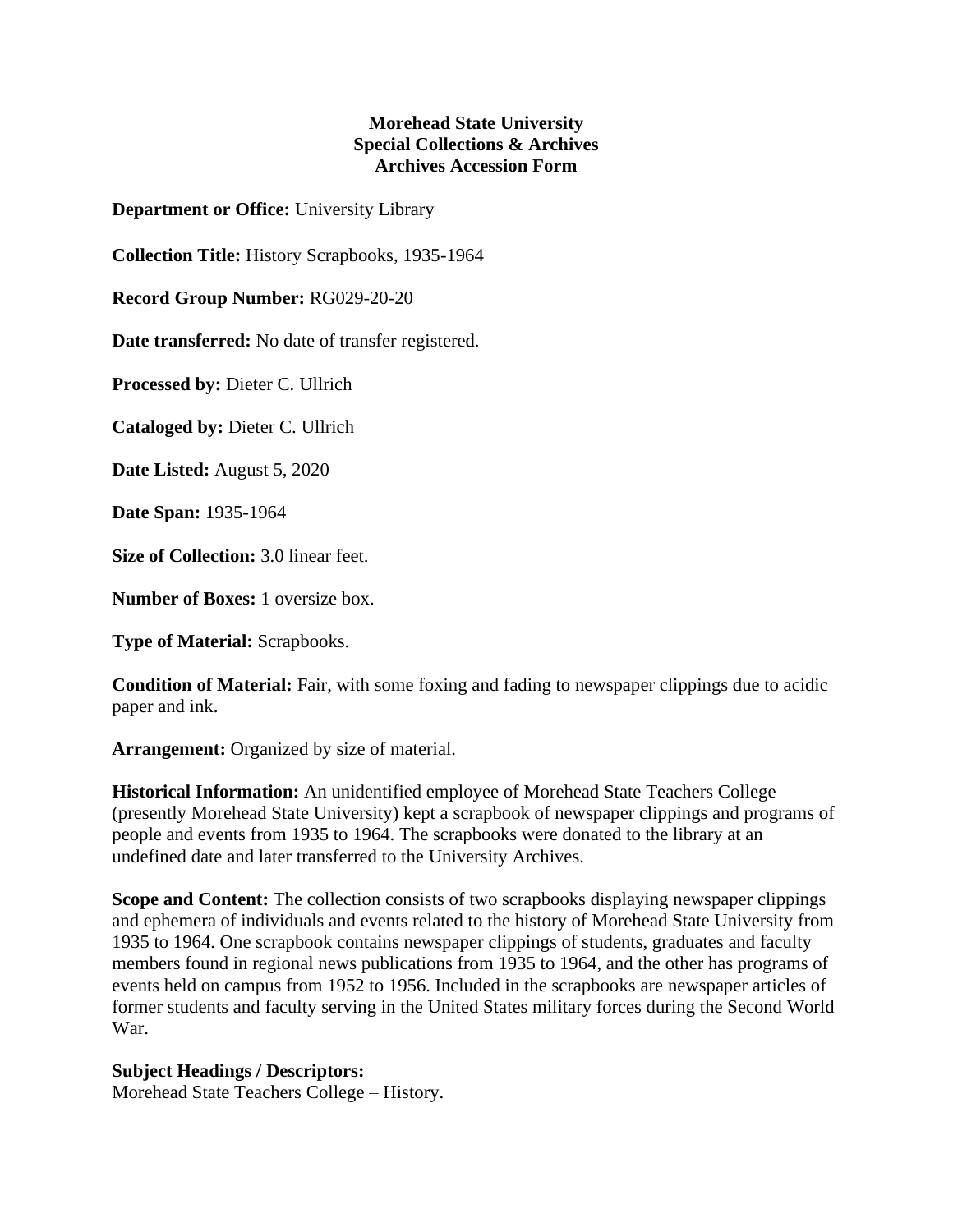**Morehead State University**
**Special Collections & Archives**
**Archives Accession Form**

**Department or Office:** University Library

**Collection Title:** History Scrapbooks, 1935-1964

**Record Group Number:** RG029-20-20

**Date transferred:** No date of transfer registered.

**Processed by:** Dieter C. Ullrich

**Cataloged by:** Dieter C. Ullrich

**Date Listed:** August 5, 2020

**Date Span:** 1935-1964

**Size of Collection:** 3.0 linear feet.

**Number of Boxes:** 1 oversize box.

**Type of Material:** Scrapbooks.

**Condition of Material:** Fair, with some foxing and fading to newspaper clippings due to acidic paper and ink.

**Arrangement:** Organized by size of material.

**Historical Information:** An unidentified employee of Morehead State Teachers College (presently Morehead State University) kept a scrapbook of newspaper clippings and programs of people and events from 1935 to 1964. The scrapbooks were donated to the library at an undefined date and later transferred to the University Archives.

**Scope and Content:** The collection consists of two scrapbooks displaying newspaper clippings and ephemera of individuals and events related to the history of Morehead State University from 1935 to 1964. One scrapbook contains newspaper clippings of students, graduates and faculty members found in regional news publications from 1935 to 1964, and the other has programs of events held on campus from 1952 to 1956. Included in the scrapbooks are newspaper articles of former students and faculty serving in the United States military forces during the Second World War.

**Subject Headings / Descriptors:**
Morehead State Teachers College – History.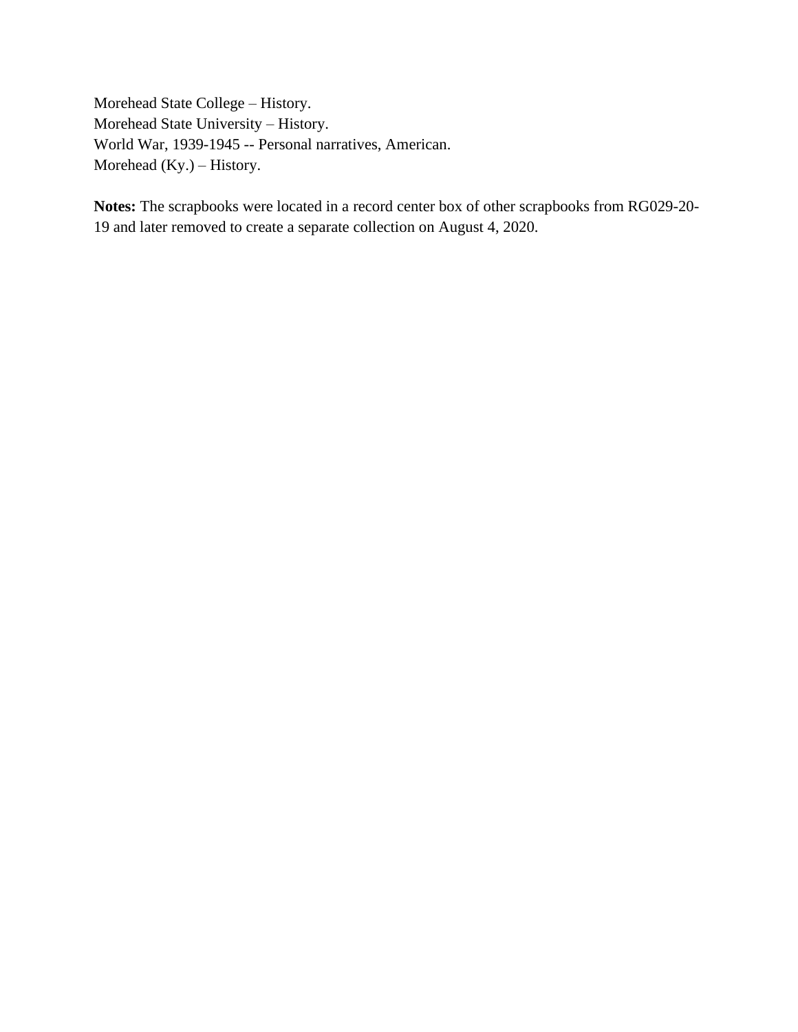Morehead State College – History.
Morehead State University – History.
World War, 1939-1945 -- Personal narratives, American.
Morehead (Ky.) – History.

**Notes:** The scrapbooks were located in a record center box of other scrapbooks from RG029-20-19 and later removed to create a separate collection on August 4, 2020.